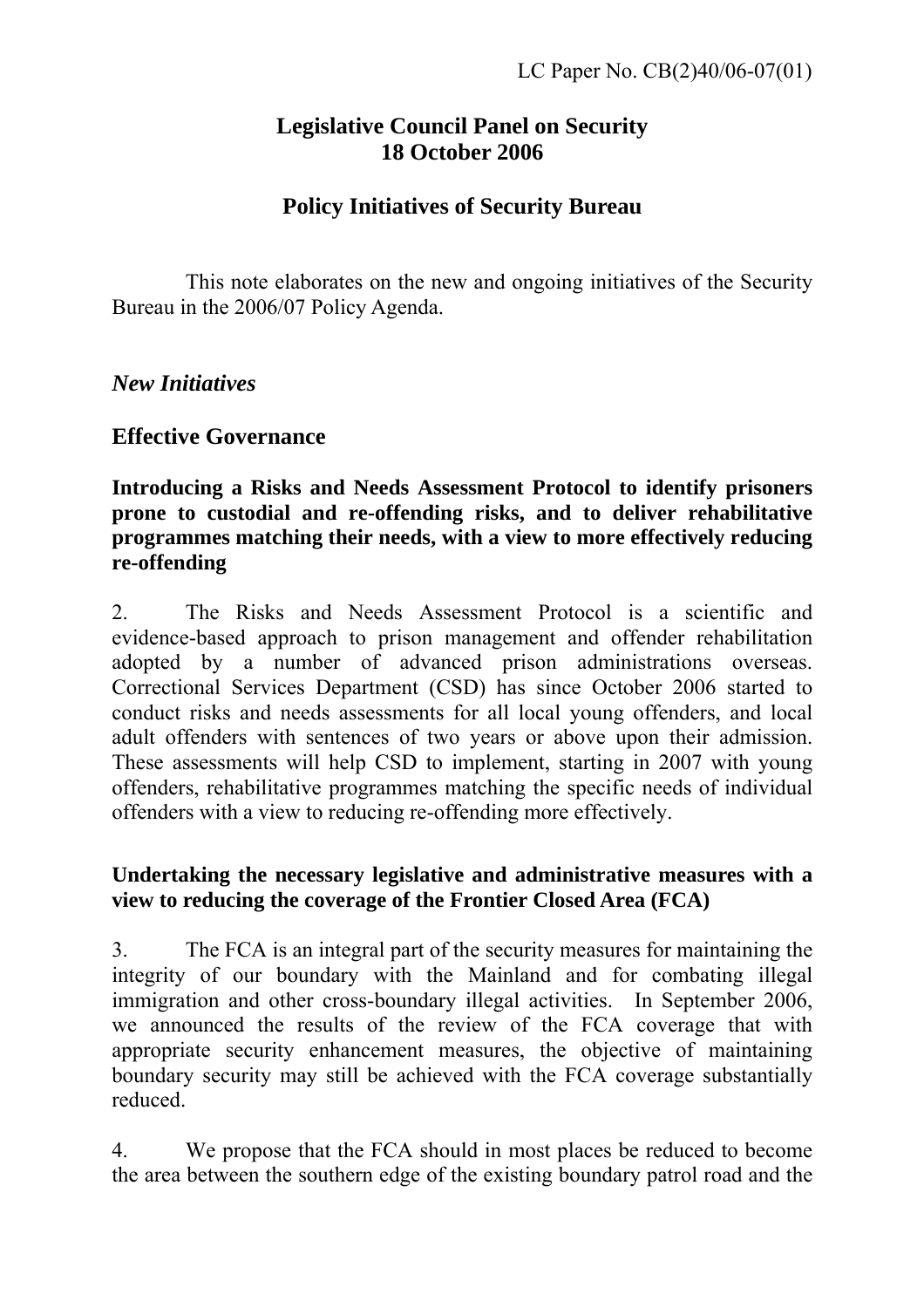LC Paper No. CB(2)40/06-07(01)

# Legislative Council Panel on Security
# 18 October 2006

## Policy Initiatives of Security Bureau

This note elaborates on the new and ongoing initiatives of the Security Bureau in the 2006/07 Policy Agenda.

### *New Initiatives*

### Effective Governance

**Introducing a Risks and Needs Assessment Protocol to identify prisoners prone to custodial and re-offending risks, and to deliver rehabilitative programmes matching their needs, with a view to more effectively reducing re-offending**

2. The Risks and Needs Assessment Protocol is a scientific and evidence-based approach to prison management and offender rehabilitation adopted by a number of advanced prison administrations overseas. Correctional Services Department (CSD) has since October 2006 started to conduct risks and needs assessments for all local young offenders, and local adult offenders with sentences of two years or above upon their admission. These assessments will help CSD to implement, starting in 2007 with young offenders, rehabilitative programmes matching the specific needs of individual offenders with a view to reducing re-offending more effectively.

**Undertaking the necessary legislative and administrative measures with a view to reducing the coverage of the Frontier Closed Area (FCA)**

3. The FCA is an integral part of the security measures for maintaining the integrity of our boundary with the Mainland and for combating illegal immigration and other cross-boundary illegal activities. In September 2006, we announced the results of the review of the FCA coverage that with appropriate security enhancement measures, the objective of maintaining boundary security may still be achieved with the FCA coverage substantially reduced.

4. We propose that the FCA should in most places be reduced to become the area between the southern edge of the existing boundary patrol road and the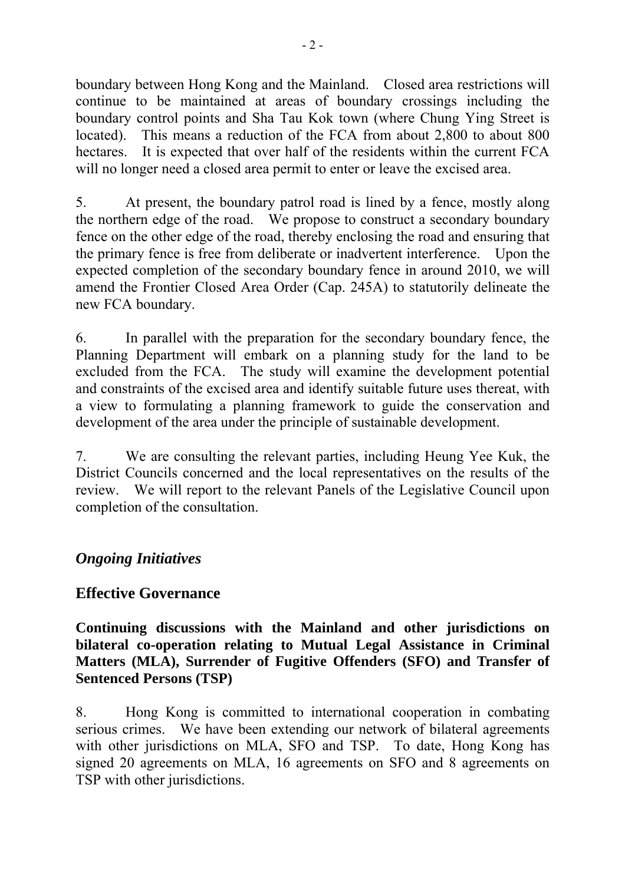boundary between Hong Kong and the Mainland. Closed area restrictions will continue to be maintained at areas of boundary crossings including the boundary control points and Sha Tau Kok town (where Chung Ying Street is located). This means a reduction of the FCA from about 2,800 to about 800 hectares. It is expected that over half of the residents within the current FCA will no longer need a closed area permit to enter or leave the excised area.

5. At present, the boundary patrol road is lined by a fence, mostly along the northern edge of the road. We propose to construct a secondary boundary fence on the other edge of the road, thereby enclosing the road and ensuring that the primary fence is free from deliberate or inadvertent interference. Upon the expected completion of the secondary boundary fence in around 2010, we will amend the Frontier Closed Area Order (Cap. 245A) to statutorily delineate the new FCA boundary.

6. In parallel with the preparation for the secondary boundary fence, the Planning Department will embark on a planning study for the land to be excluded from the FCA. The study will examine the development potential and constraints of the excised area and identify suitable future uses thereat, with a view to formulating a planning framework to guide the conservation and development of the area under the principle of sustainable development.

7. We are consulting the relevant parties, including Heung Yee Kuk, the District Councils concerned and the local representatives on the results of the review. We will report to the relevant Panels of the Legislative Council upon completion of the consultation.

## *Ongoing Initiatives*

### Effective Governance

**Continuing discussions with the Mainland and other jurisdictions on bilateral co-operation relating to Mutual Legal Assistance in Criminal Matters (MLA), Surrender of Fugitive Offenders (SFO) and Transfer of Sentenced Persons (TSP)**

8. Hong Kong is committed to international cooperation in combating serious crimes. We have been extending our network of bilateral agreements with other jurisdictions on MLA, SFO and TSP. To date, Hong Kong has signed 20 agreements on MLA, 16 agreements on SFO and 8 agreements on TSP with other jurisdictions.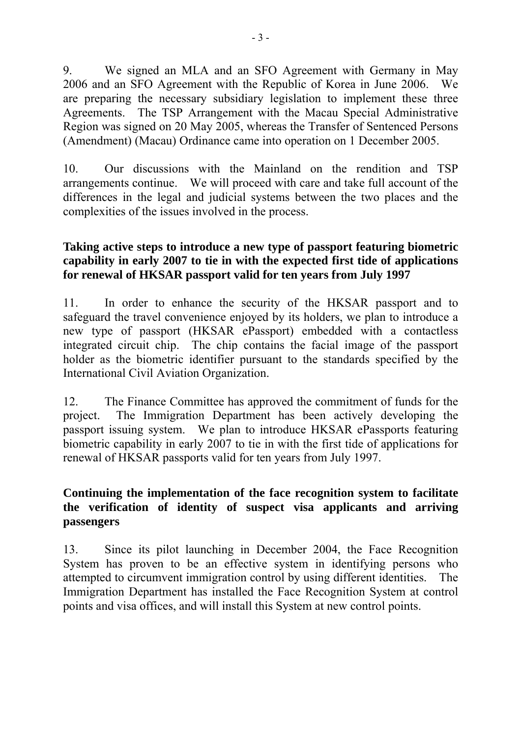9. We signed an MLA and an SFO Agreement with Germany in May 2006 and an SFO Agreement with the Republic of Korea in June 2006. We are preparing the necessary subsidiary legislation to implement these three Agreements. The TSP Arrangement with the Macau Special Administrative Region was signed on 20 May 2005, whereas the Transfer of Sentenced Persons (Amendment) (Macau) Ordinance came into operation on 1 December 2005.

10. Our discussions with the Mainland on the rendition and TSP arrangements continue. We will proceed with care and take full account of the differences in the legal and judicial systems between the two places and the complexities of the issues involved in the process.

**Taking active steps to introduce a new type of passport featuring biometric capability in early 2007 to tie in with the expected first tide of applications for renewal of HKSAR passport valid for ten years from July 1997**

11. In order to enhance the security of the HKSAR passport and to safeguard the travel convenience enjoyed by its holders, we plan to introduce a new type of passport (HKSAR ePassport) embedded with a contactless integrated circuit chip. The chip contains the facial image of the passport holder as the biometric identifier pursuant to the standards specified by the International Civil Aviation Organization.

12. The Finance Committee has approved the commitment of funds for the project. The Immigration Department has been actively developing the passport issuing system. We plan to introduce HKSAR ePassports featuring biometric capability in early 2007 to tie in with the first tide of applications for renewal of HKSAR passports valid for ten years from July 1997.

**Continuing the implementation of the face recognition system to facilitate the verification of identity of suspect visa applicants and arriving passengers**

13. Since its pilot launching in December 2004, the Face Recognition System has proven to be an effective system in identifying persons who attempted to circumvent immigration control by using different identities. The Immigration Department has installed the Face Recognition System at control points and visa offices, and will install this System at new control points.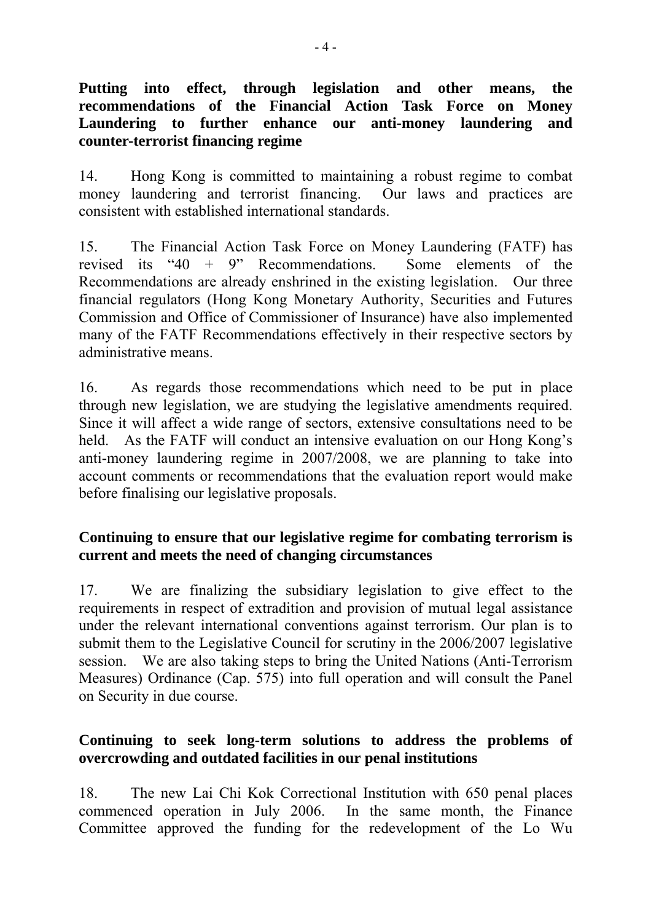**Putting into effect, through legislation and other means, the recommendations of the Financial Action Task Force on Money Laundering to further enhance our anti-money laundering and counter-terrorist financing regime**

14. Hong Kong is committed to maintaining a robust regime to combat money laundering and terrorist financing. Our laws and practices are consistent with established international standards.

15. The Financial Action Task Force on Money Laundering (FATF) has revised its "40 + 9" Recommendations. Some elements of the Recommendations are already enshrined in the existing legislation. Our three financial regulators (Hong Kong Monetary Authority, Securities and Futures Commission and Office of Commissioner of Insurance) have also implemented many of the FATF Recommendations effectively in their respective sectors by administrative means.

16. As regards those recommendations which need to be put in place through new legislation, we are studying the legislative amendments required. Since it will affect a wide range of sectors, extensive consultations need to be held. As the FATF will conduct an intensive evaluation on our Hong Kong's anti-money laundering regime in 2007/2008, we are planning to take into account comments or recommendations that the evaluation report would make before finalising our legislative proposals.

**Continuing to ensure that our legislative regime for combating terrorism is current and meets the need of changing circumstances**

17. We are finalizing the subsidiary legislation to give effect to the requirements in respect of extradition and provision of mutual legal assistance under the relevant international conventions against terrorism. Our plan is to submit them to the Legislative Council for scrutiny in the 2006/2007 legislative session. We are also taking steps to bring the United Nations (Anti-Terrorism Measures) Ordinance (Cap. 575) into full operation and will consult the Panel on Security in due course.

**Continuing to seek long-term solutions to address the problems of overcrowding and outdated facilities in our penal institutions**

18. The new Lai Chi Kok Correctional Institution with 650 penal places commenced operation in July 2006. In the same month, the Finance Committee approved the funding for the redevelopment of the Lo Wu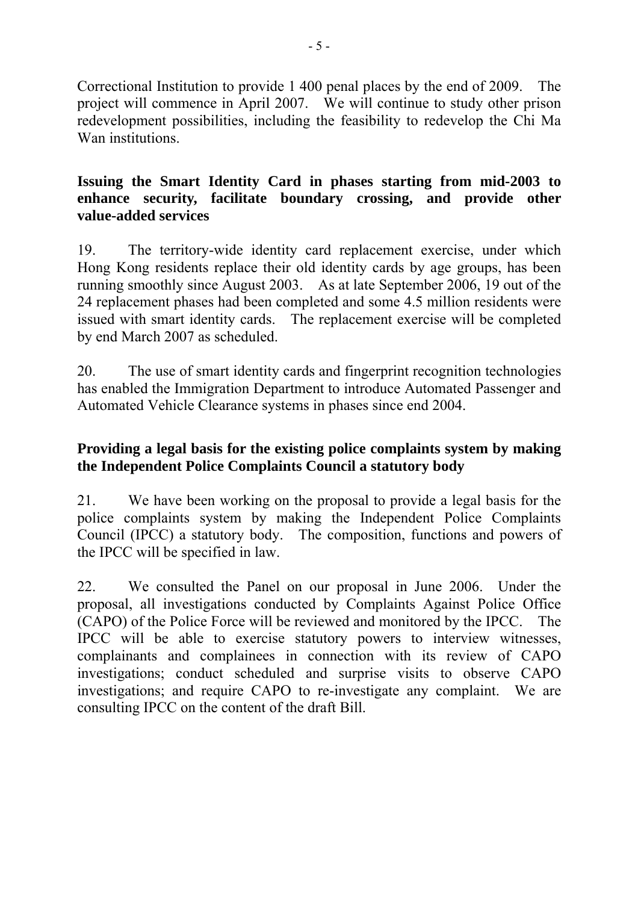Correctional Institution to provide 1 400 penal places by the end of 2009. The project will commence in April 2007. We will continue to study other prison redevelopment possibilities, including the feasibility to redevelop the Chi Ma Wan institutions.

**Issuing the Smart Identity Card in phases starting from mid-2003 to enhance security, facilitate boundary crossing, and provide other value-added services**

19. The territory-wide identity card replacement exercise, under which Hong Kong residents replace their old identity cards by age groups, has been running smoothly since August 2003. As at late September 2006, 19 out of the 24 replacement phases had been completed and some 4.5 million residents were issued with smart identity cards. The replacement exercise will be completed by end March 2007 as scheduled.

20. The use of smart identity cards and fingerprint recognition technologies has enabled the Immigration Department to introduce Automated Passenger and Automated Vehicle Clearance systems in phases since end 2004.

**Providing a legal basis for the existing police complaints system by making the Independent Police Complaints Council a statutory body**

21. We have been working on the proposal to provide a legal basis for the police complaints system by making the Independent Police Complaints Council (IPCC) a statutory body. The composition, functions and powers of the IPCC will be specified in law.

22. We consulted the Panel on our proposal in June 2006. Under the proposal, all investigations conducted by Complaints Against Police Office (CAPO) of the Police Force will be reviewed and monitored by the IPCC. The IPCC will be able to exercise statutory powers to interview witnesses, complainants and complainees in connection with its review of CAPO investigations; conduct scheduled and surprise visits to observe CAPO investigations; and require CAPO to re-investigate any complaint. We are consulting IPCC on the content of the draft Bill.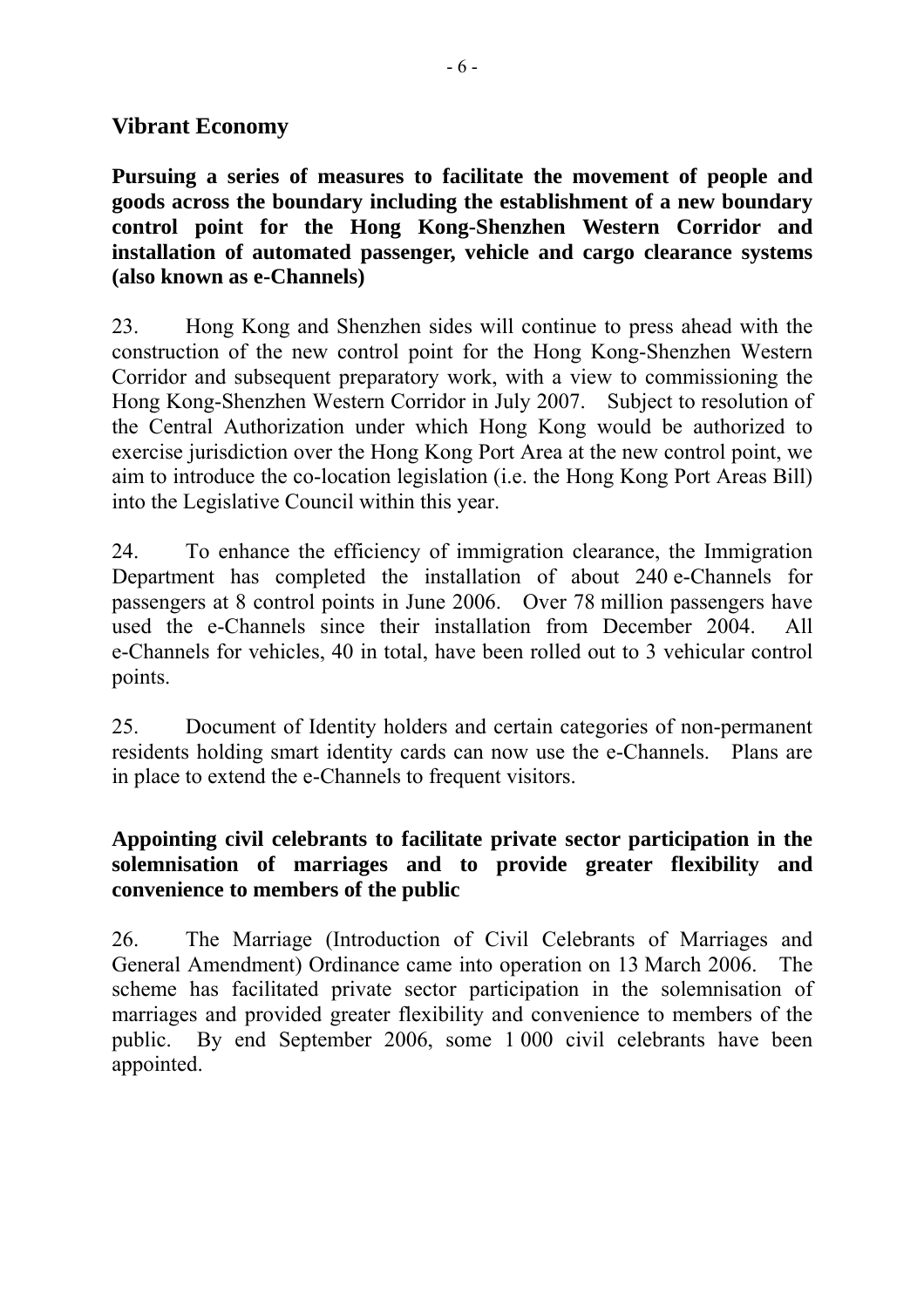## Vibrant Economy

**Pursuing a series of measures to facilitate the movement of people and goods across the boundary including the establishment of a new boundary control point for the Hong Kong-Shenzhen Western Corridor and installation of automated passenger, vehicle and cargo clearance systems (also known as e-Channels)**

23. Hong Kong and Shenzhen sides will continue to press ahead with the construction of the new control point for the Hong Kong-Shenzhen Western Corridor and subsequent preparatory work, with a view to commissioning the Hong Kong-Shenzhen Western Corridor in July 2007. Subject to resolution of the Central Authorization under which Hong Kong would be authorized to exercise jurisdiction over the Hong Kong Port Area at the new control point, we aim to introduce the co-location legislation (i.e. the Hong Kong Port Areas Bill) into the Legislative Council within this year.

24. To enhance the efficiency of immigration clearance, the Immigration Department has completed the installation of about 240 e-Channels for passengers at 8 control points in June 2006. Over 78 million passengers have used the e-Channels since their installation from December 2004. All e-Channels for vehicles, 40 in total, have been rolled out to 3 vehicular control points.

25. Document of Identity holders and certain categories of non-permanent residents holding smart identity cards can now use the e-Channels. Plans are in place to extend the e-Channels to frequent visitors.

**Appointing civil celebrants to facilitate private sector participation in the solemnisation of marriages and to provide greater flexibility and convenience to members of the public**

26. The Marriage (Introduction of Civil Celebrants of Marriages and General Amendment) Ordinance came into operation on 13 March 2006. The scheme has facilitated private sector participation in the solemnisation of marriages and provided greater flexibility and convenience to members of the public. By end September 2006, some 1 000 civil celebrants have been appointed.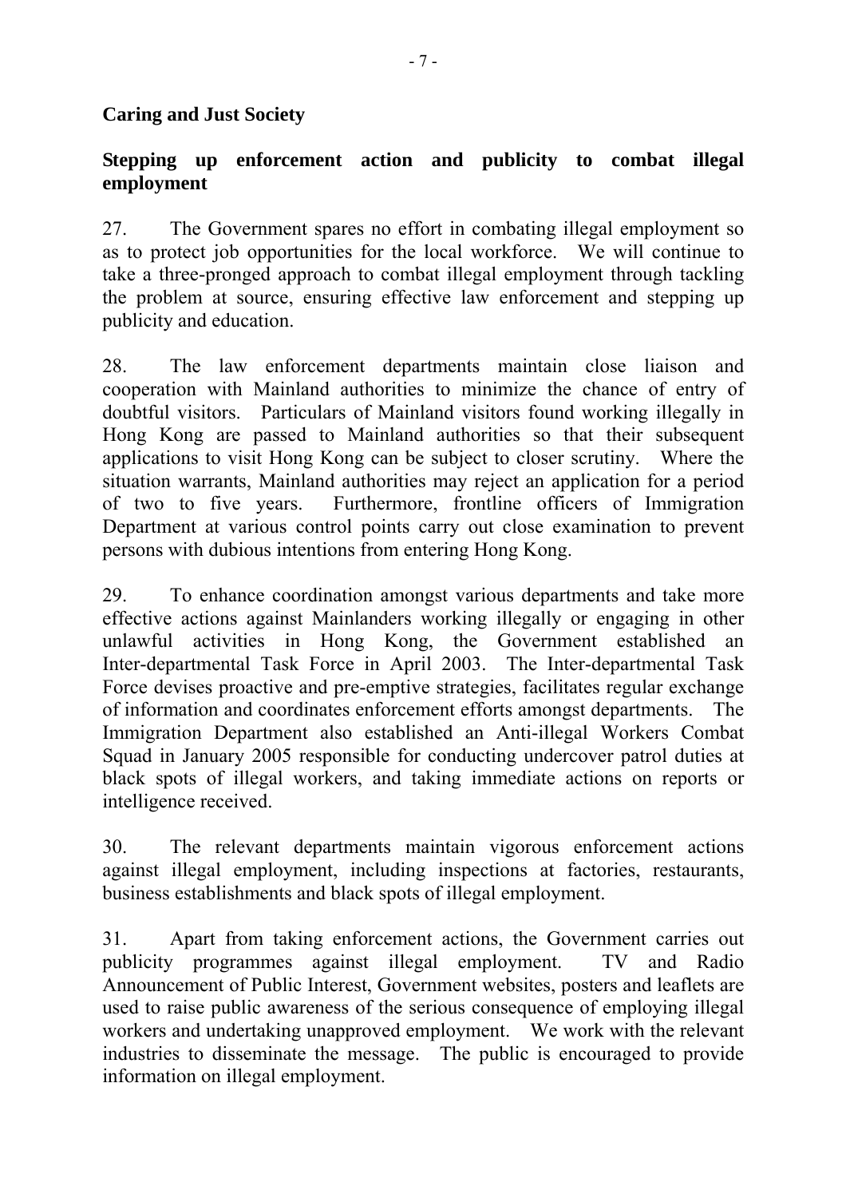**Caring and Just Society**

**Stepping up enforcement action and publicity to combat illegal employment**

27. The Government spares no effort in combating illegal employment so as to protect job opportunities for the local workforce. We will continue to take a three-pronged approach to combat illegal employment through tackling the problem at source, ensuring effective law enforcement and stepping up publicity and education.

28. The law enforcement departments maintain close liaison and cooperation with Mainland authorities to minimize the chance of entry of doubtful visitors. Particulars of Mainland visitors found working illegally in Hong Kong are passed to Mainland authorities so that their subsequent applications to visit Hong Kong can be subject to closer scrutiny. Where the situation warrants, Mainland authorities may reject an application for a period of two to five years. Furthermore, frontline officers of Immigration Department at various control points carry out close examination to prevent persons with dubious intentions from entering Hong Kong.

29. To enhance coordination amongst various departments and take more effective actions against Mainlanders working illegally or engaging in other unlawful activities in Hong Kong, the Government established an Inter-departmental Task Force in April 2003. The Inter-departmental Task Force devises proactive and pre-emptive strategies, facilitates regular exchange of information and coordinates enforcement efforts amongst departments. The Immigration Department also established an Anti-illegal Workers Combat Squad in January 2005 responsible for conducting undercover patrol duties at black spots of illegal workers, and taking immediate actions on reports or intelligence received.

30. The relevant departments maintain vigorous enforcement actions against illegal employment, including inspections at factories, restaurants, business establishments and black spots of illegal employment.

31. Apart from taking enforcement actions, the Government carries out publicity programmes against illegal employment. TV and Radio Announcement of Public Interest, Government websites, posters and leaflets are used to raise public awareness of the serious consequence of employing illegal workers and undertaking unapproved employment. We work with the relevant industries to disseminate the message. The public is encouraged to provide information on illegal employment.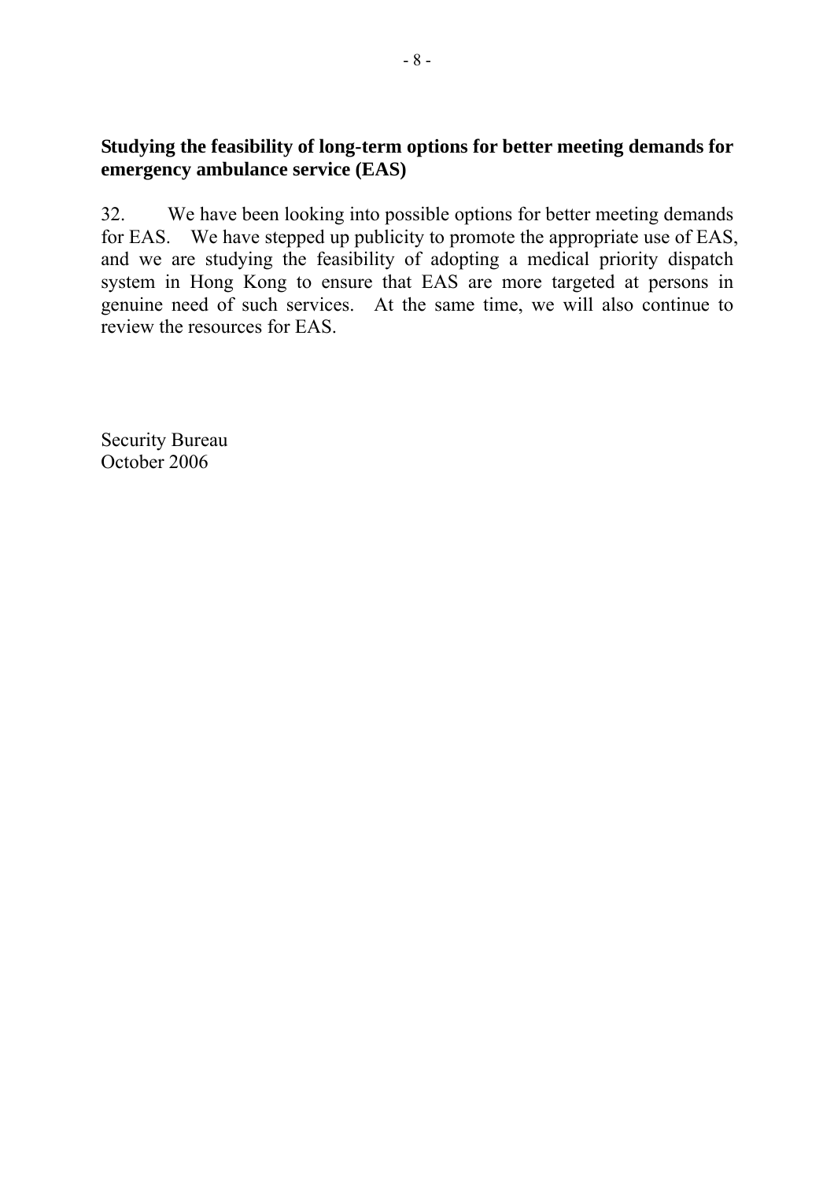**Studying the feasibility of long-term options for better meeting demands for emergency ambulance service (EAS)**

32. We have been looking into possible options for better meeting demands for EAS. We have stepped up publicity to promote the appropriate use of EAS, and we are studying the feasibility of adopting a medical priority dispatch system in Hong Kong to ensure that EAS are more targeted at persons in genuine need of such services. At the same time, we will also continue to review the resources for EAS.

Security Bureau
October 2006